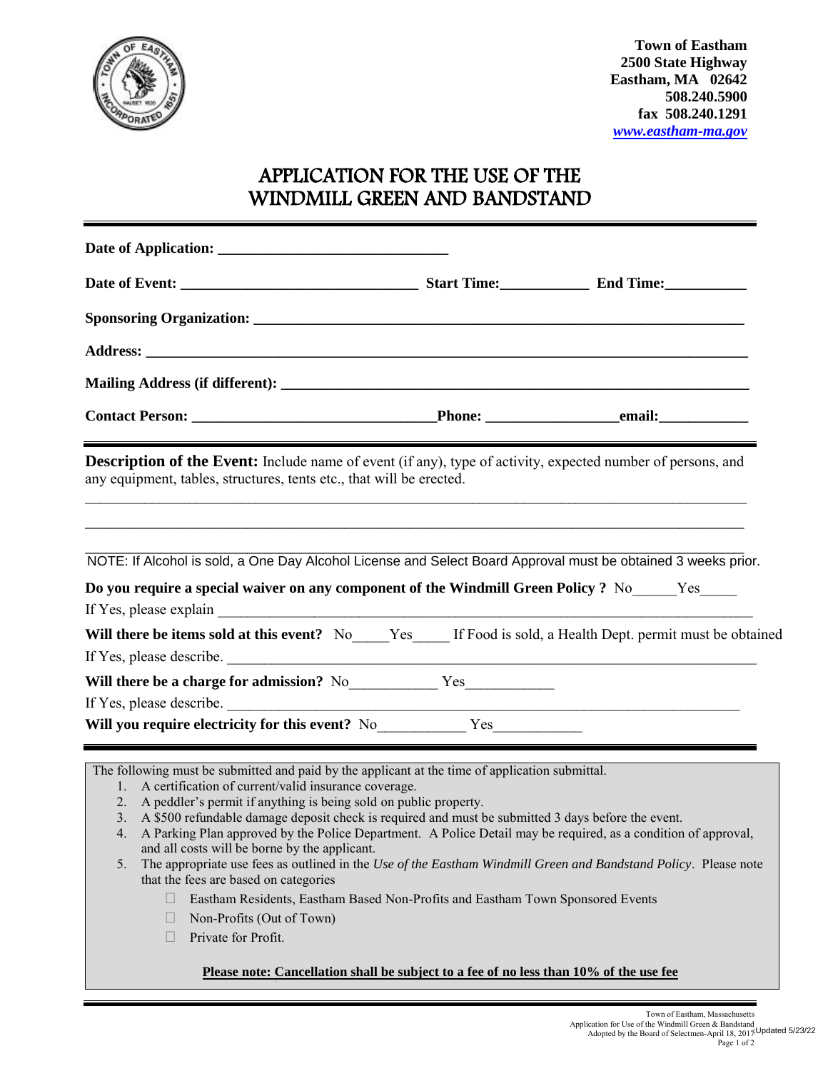**Town of Eastham**
**2500 State Highway**
**Eastham, MA 02642**
**508.240.5900**
**fax 508.240.1291**
***www.eastham-ma.gov***

# APPLICATION FOR THE USE OF THE WINDMILL GREEN AND BANDSTAND

**Date of Application:** _______________________________

**Date of Event:** ________________________________ **Start Time:**____________ **End Time:**___________

**Sponsoring Organization:** ______________________________________________________________________

**Address:** ____________________________________________________________________________________

**Mailing Address (if different):** ____________________________________________________________

**Contact Person:** _________________________________**Phone:** __________________**email:**____________

**Description of the Event:** Include name of event (if any), type of activity, expected number of persons, and any equipment, tables, structures, tents etc., that will be erected.

______________________________________________________________________________________________

______________________________________________________________________________________________

______________________________________________________________________________________________

NOTE: If Alcohol is sold, a One Day Alcohol License and Select Board Approval must be obtained 3 weeks prior.

**Do you require a special waiver on any component of the Windmill Green Policy ?** No______Yes_____

If Yes, please explain ___________________________________________________________________________

**Will there be items sold at this event?** No_____Yes_____ If Food is sold, a Health Dept. permit must be obtained

If Yes, please describe. __________________________________________________________________________

**Will there be a charge for admission?** No____________ Yes____________

If Yes, please describe. __________________________________________________________________________

**Will you require electricity for this event?** No____________ Yes____________

The following must be submitted and paid by the applicant at the time of application submittal.

1. A certification of current/valid insurance coverage.
2. A peddler's permit if anything is being sold on public property.
3. A $500 refundable damage deposit check is required and must be submitted 3 days before the event.
4. A Parking Plan approved by the Police Department. A Police Detail may be required, as a condition of approval, and all costs will be borne by the applicant.
5. The appropriate use fees as outlined in the *Use of the Eastham Windmill Green and Bandstand Policy*. Please note that the fees are based on categories
   - ☐ Eastham Residents, Eastham Based Non-Profits and Eastham Town Sponsored Events
   - ☐ Non-Profits (Out of Town)
   - ☐ Private for Profit.

**Please note: Cancellation shall be subject to a fee of no less than 10% of the use fee**

Town of Eastham, Massachusetts
Application for Use of the Windmill Green & Bandstand
Adopted by the Board of Selectmen-April 18, 2017 Updated 5/23/22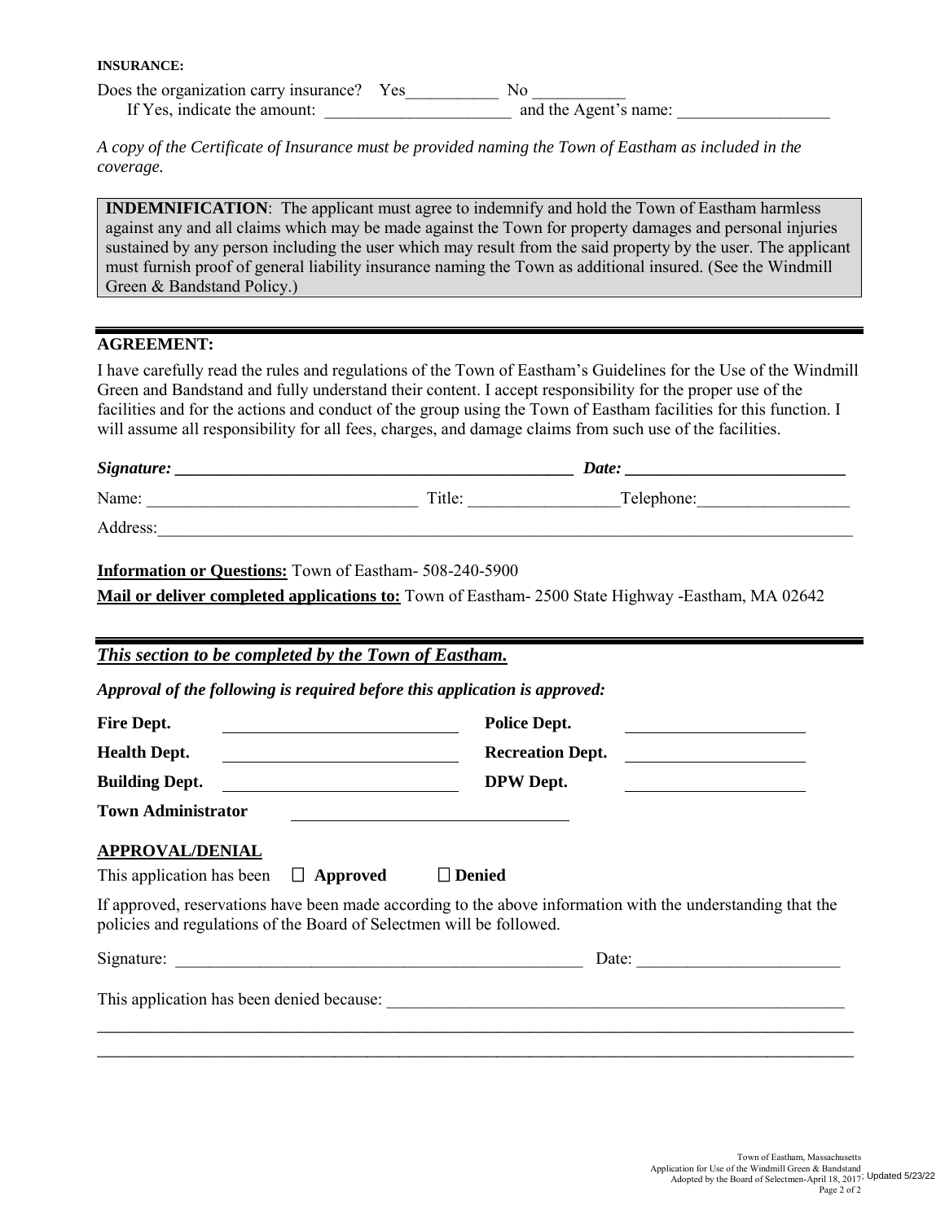**INSURANCE:**

Does the organization carry insurance? Yes___________ No ___________

If Yes, indicate the amount: _______________________ and the Agent's name: __________________

*A copy of the Certificate of Insurance must be provided naming the Town of Eastham as included in the coverage.*

**INDEMNIFICATION**: The applicant must agree to indemnify and hold the Town of Eastham harmless against any and all claims which may be made against the Town for property damages and personal injuries sustained by any person including the user which may result from the said property by the user. The applicant must furnish proof of general liability insurance naming the Town as additional insured. (See the Windmill Green & Bandstand Policy.)

---

**AGREEMENT:**

I have carefully read the rules and regulations of the Town of Eastham's Guidelines for the Use of the Windmill Green and Bandstand and fully understand their content. I accept responsibility for the proper use of the facilities and for the actions and conduct of the group using the Town of Eastham facilities for this function. I will assume all responsibility for all fees, charges, and damage claims from such use of the facilities.

***Signature:*** _________________________________________________ ***Date:*** __________________________

Name: ________________________________ Title: _________________Telephone:__________________

Address:_____________________________________________________________________________________

**Information or Questions:** Town of Eastham- 508-240-5900

**Mail or deliver completed applications to:** Town of Eastham- 2500 State Highway -Eastham, MA 02642

---

***This section to be completed by the Town of Eastham.***

***Approval of the following is required before this application is approved:***

**Fire Dept.** ____________________ **Police Dept.** ____________________

**Health Dept.** ____________________ **Recreation Dept.** ____________________

**Building Dept.** ____________________ **DPW Dept.** ____________________

**Town Administrator** ____________________

**APPROVAL/DENIAL**

This application has been ☐ **Approved** ☐ **Denied**

If approved, reservations have been made according to the above information with the understanding that the policies and regulations of the Board of Selectmen will be followed.

Signature: _________________________________________________ Date: ________________________

This application has been denied because: _________________________________________________________

_____________________________________________________________________________________________

_____________________________________________________________________________________________

Town of Eastham, Massachusetts
Application for Use of the Windmill Green & Bandstand
Adopted by the Board of Selectmen-April 18, 2017; Updated 5/23/22